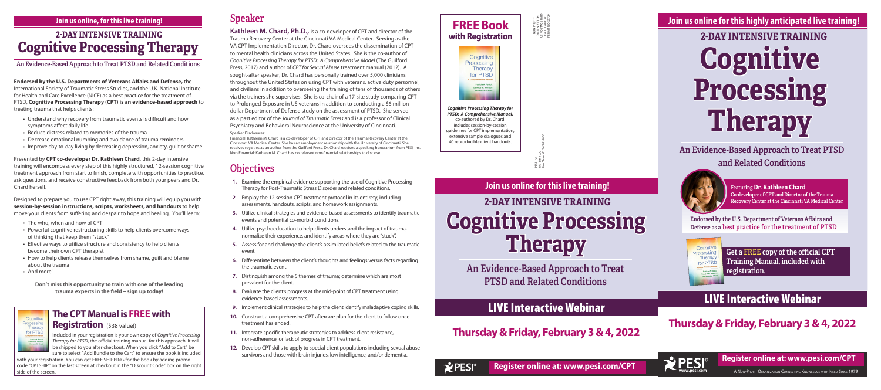**Join us online, for this live training!**

## 2-DAY INTENSIVE TRAINING

# Cognitive Processing Therapy

### An Evidence-Based Approach to Treat PTSD and Related Conditions

**Endorsed by the U.S. Departments of Veterans Affairs and Defense,** the International Society of Traumatic Stress Studies, and the U.K. National Institute for Health and Care Excellence (NICE) as a best practice for the treatment of PTSD, **Cognitive Processing Therapy (CPT) is an evidence-based approach** to treating trauma that helps clients:

- Understand why recovery from traumatic events is difficult and how symptoms affect daily life
- Reduce distress related to memories of the trauma
- Decrease emotional numbing and avoidance of trauma reminders
- Improve day-to-day living by decreasing depression, anxiety, guilt or shame

Presented by **CPT co-developer Dr. Kathleen Chard,** this 2-day intensive training will encompass every step of this highly structured, 12-session cognitive treatment approach from start to finish, complete with opportunities to practice, ask questions, and receive constructive feedback from both your peers and Dr. Chard herself.

Designed to prepare you to use CPT right away, this training will equip you with **session-by-session instructions, scripts, worksheets, and handouts** to help move your clients from suffering and despair to hope and healing. You'll learn:

- The who, when and how of CPT
- Powerful cognitive restructuring skills to help clients overcome ways of thinking that keep them "stuck"
- Effective ways to utilize structure and consistency to help clients become their own CPT therapist
- How to help clients release themselves from shame, guilt and blame about the trauma
- And more!

**Don't miss this opportunity to train with one of the leading trauma experts in the field – sign up today!**

## The CPT Manual is FREE with Registration ($38 value!)

Included in your registration is your own copy of *Cognitive Processing Therapy for PTSD*, the official training manual for this approach. It will be shipped to you after checkout. When you click "Add to Cart" be sure to select "Add Bundle to the Cart" to ensure the book is included with your registration. You can get FREE SHIPPING for the book by adding promo code "CPTSHIP" on the last screen at checkout in the "Discount Code" box on the right side of the screen.

## Speaker

**Kathleen M. Chard, Ph.D.,** is a co-developer of CPT and director of the Trauma Recovery Center at the Cincinnati VA Medical Center. Serving as the VA CPT Implementation Director, Dr. Chard oversees the dissemination of CPT to mental health clinicians across the United States. She is the co-author of *Cognitive Processing Therapy for PTSD: A Comprehensive Model* (The Guilford Press, 2017) and author of *CPT for Sexual Abuse* treatment manual (2012). A sought-after speaker, Dr. Chard has personally trained over 5,000 clinicians throughout the United States on using CPT with veterans, active duty personnel, and civilians in addition to overseeing the training of tens of thousands of others via the trainers she supervises. She is co-chair of a 17-site study comparing CPT to Prolonged Exposure in US veterans in addition to conducting a $6 million-dollar Department of Defense study on the assessment of PTSD. She served as a past editor of the *Journal of Traumatic Stress* and is a professor of Clinical Psychiatry and Behavioral Neuroscience at the University of Cincinnati.

Speaker Disclosures:
Financial: Kathleen M. Chard is a co-developer of CPT and director of the Trauma Recovery Center at the Cincinnati VA Medical Center. She has an employment relationship with the University of Cincinnati. She receives royalties as an author from the Guilford Press. Dr. Chard receives a speaking honorarium from PESI, Inc.
Non-Financial: Kathleen M. Chard has no relevant non-financial relationships to disclose.

## Objectives

1. Examine the empirical evidence supporting the use of Cognitive Processing Therapy for Post-Traumatic Stress Disorder and related conditions.
2. Employ the 12-session CPT treatment protocol in its entirety, including assessments, handouts, scripts, and homework assignments.
3. Utilize clinical strategies and evidence-based assessments to identify traumatic events and potential co-morbid conditions.
4. Utilize psychoeducation to help clients understand the impact of trauma, normalize their experience, and identify areas where they are "stuck".
5. Assess for and challenge the client's assimilated beliefs related to the traumatic event.
6. Differentiate between the client's thoughts and feelings versus facts regarding the traumatic event.
7. Distinguish among the 5 themes of trauma; determine which are most prevalent for the client.
8. Evaluate the client's progress at the mid-point of CPT treatment using evidence-based assessments.
9. Implement clinical strategies to help the client identify maladaptive coping skills.
10. Construct a comprehensive CPT aftercare plan for the client to follow once treatment has ended.
11. Integrate specific therapeutic strategies to address client resistance, non-adherence, or lack of progress in CPT treatment.
12. Develop CPT skills to apply to special client populations including sexual abuse survivors and those with brain injuries, low intelligence, and/or dementia.

## FREE Book with Registration

***Cognitive Processing Therapy for PTSD: A Comprehensive Manual,*** co-authored by Dr. Chard, includes session-by-session guidelines for CPT implementation, extensive sample dialogues and 40 reproducible client handouts.

NON-PROFIT ORGANIZATION U.S. POSTAGE PAID EAU CLAIRE WI PERMIT NO 32729

PESI, Inc.
P.O. Box 1000
Eau Claire, WI 54702-1000

**Join us online for this live training!**

## 2-DAY INTENSIVE TRAINING

# Cognitive Processing Therapy

### An Evidence-Based Approach to Treat PTSD and Related Conditions

## LIVE Interactive Webinar

## Thursday & Friday, February 3 & 4, 2022

PESI® **Register online at: www.pesi.com/CPT**

**Join us online for this highly anticipated live training!**

## 2-DAY INTENSIVE TRAINING

# Cognitive Processing Therapy

### An Evidence-Based Approach to Treat PTSD and Related Conditions

Featuring **Dr. Kathleen Chard**
Co-developer of CPT and Director of the Trauma Recovery Center at the Cincinnati VA Medical Center

Endorsed by the U.S. Department of Veterans Affairs and Defense as a best practice for the treatment of PTSD

Get a FREE copy of the official CPT Training Manual, included with registration.

## LIVE Interactive Webinar

## Thursday & Friday, February 3 & 4, 2022

PESI® www.pesi.com **Register online at: www.pesi.com/CPT**

A Non-Profit Organization Connecting Knowledge with Need Since 1979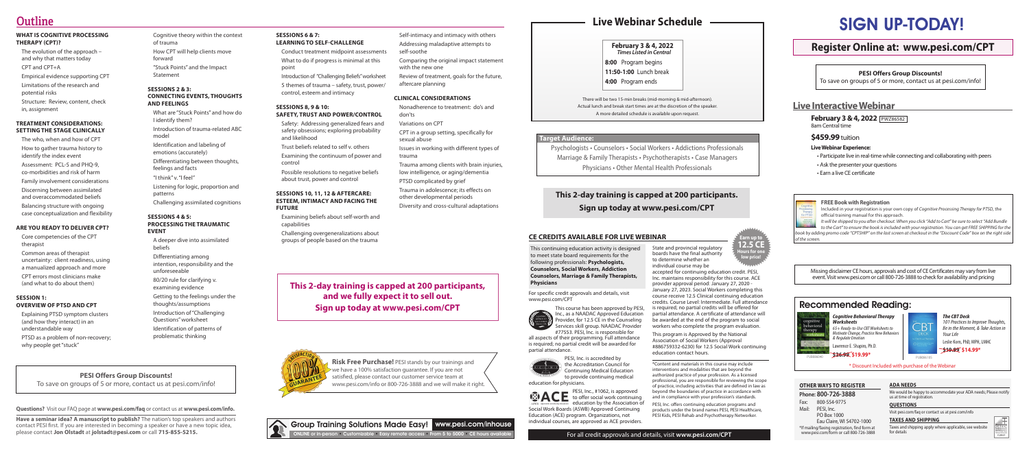# Outline

### WHAT IS COGNITIVE PROCESSING THERAPY (CPT)?

The evolution of the approach – and why that matters today

CPT and CPT+A

Empirical evidence supporting CPT

Limitations of the research and potential risks

Structure: Review, content, check in, assignment

### TREATMENT CONSIDERATIONS: SETTING THE STAGE CLINICALLY

The who, when and how of CPT

How to gather trauma history to identify the index event

Assessment: PCL-5 and PHQ-9, co-morbidities and risk of harm

Family involvement considerations

Discerning between assimilated and overaccommodated beliefs

Balancing structure with ongoing case conceptualization and flexibility

### ARE YOU READY TO DELIVER CPT?

Core competencies of the CPT therapist

Common areas of therapist uncertainty: client readiness, using a manualized approach and more

CPT errors most clinicians make (and what to do about them)

### SESSION 1: OVERVIEW OF PTSD AND CPT

Explaining PTSD symptom clusters (and how they interact) in an understandable way

PTSD as a problem of non-recovery; why people get "stuck"

Cognitive theory within the context of trauma

How CPT will help clients move forward

"Stuck Points" and the Impact Statement

### SESSIONS 2 & 3: CONNECTING EVENTS, THOUGHTS AND FEELINGS

What are "Stuck Points" and how do I identify them?

Introduction of trauma-related ABC model

Identification and labeling of emotions (accurately)

Differentiating between thoughts, feelings and facts

"I think" v. "I feel"

Listening for logic, proportion and patterns

Challenging assimilated cognitions

### SESSIONS 4 & 5: PROCESSING THE TRAUMATIC EVENT

A deeper dive into assimilated beliefs

Differentiating among intention, responsibility and the unforeseeable

80/20 rule for clarifying v. examining evidence

Getting to the feelings under the thoughts/assumptions

Introduction of "Challenging Questions" worksheet

Identification of patterns of problematic thinking

### SESSIONS 6 & 7: LEARNING TO SELF-CHALLENGE

Conduct treatment midpoint assessments

What to do if progress is minimal at this point

Introduction of "Challenging Beliefs" worksheet

5 themes of trauma – safety, trust, power/ control, esteem and intimacy

### SESSIONS 8, 9 & 10: SAFETY, TRUST AND POWER/CONTROL

Safety: Addressing generalized fears and safety obsessions; exploring probability and likelihood

Trust beliefs related to self v. others

Examining the continuum of power and control

Possible resolutions to negative beliefs about trust, power and control

### SESSIONS 10, 11, 12 & AFTERCARE: ESTEEM, INTIMACY AND FACING THE FUTURE

Examining beliefs about self-worth and capabilities

Challenging overgeneralizations about groups of people based on the trauma

Self-intimacy and intimacy with others

Addressing maladaptive attempts to self-soothe

Comparing the original impact statement with the new one

Review of treatment, goals for the future, aftercare planning

### CLINICAL CONSIDERATIONS

Nonadherence to treatment: do's and don'ts

Variations on CPT

CPT in a group setting, specifically for sexual abuse

Issues in working with different types of trauma

Trauma among clients with brain injuries, low intelligence, or aging/dementia

PTSD complicated by grief

Trauma in adolescence; its effects on other developmental periods

Diversity and cross-cultural adaptations

**This 2-day training is capped at 200 participants, and we fully expect it to sell out. Sign up today at www.pesi.com/CPT**

**PESI Offers Group Discounts!**
To save on groups of 5 or more, contact us at pesi.com/info!

**Questions?** Visit our FAQ page at **www.pesi.com/faq** or contact us at **www.pesi.com/info.**

**Have a seminar idea? A manuscript to publish?** The nation's top speakers and authors contact PESI first. If you are interested in becoming a speaker or have a new topic idea, please contact **Jon Olstadt** at **jolstadt@pesi.com** or call **715-855-5215.**

**Risk Free Purchase!** PESI stands by our trainings and we have a 100% satisfaction guarantee. If you are not satisfied, please contact our customer service team at www.pesi.com/info or 800-726-3888 and we will make it right.

**Group Training Solutions Made Easy!** www.pesi.com/inhouse
ONLINE or in-person • Customizable • Easy remote access • From 5 to 5000 • CE hours available

# Live Webinar Schedule

**February 3 & 4, 2022**
*Times Listed in Central*

**8:00** Program begins
**11:50-1:00** Lunch break
**4:00** Program ends

There will be two 15-min breaks (mid-morning & mid-afternoon). Actual lunch and break start times are at the discretion of the speaker. A more detailed schedule is available upon request.

### Target Audience:

Psychologists • Counselors • Social Workers • Addictions Professionals
Marriage & Family Therapists • Psychotherapists • Case Managers
Physicians • Other Mental Health Professionals

**This 2-day training is capped at 200 participants. Sign up today at www.pesi.com/CPT**

### CE CREDITS AVAILABLE FOR LIVE WEBINAR

**Earn up to 12.5 CE Hours for one low price!**

This continuing education activity is designed to meet state board requirements for the following professionals: **Psychologists, Counselors, Social Workers, Addiction Counselors, Marriage & Family Therapists, Physicians**

For specific credit approvals and details, visit www.pesi.com/CPT

This course has been approved by PESI, Inc., as a NAADAC Approved Education Provider, for 12.5 CE in the Counseling Services skill group. NAADAC Provider #77553. PESI, Inc. is responsible for all aspects of their programming. Full attendance is required; no partial credit will be awarded for partial attendance.

PESI, Inc. is accredited by the Accreditation Council for Continuing Medical Education to provide continuing medical education for physicians.

PESI, Inc., #1062, is approved to offer social work continuing education by the Association of Social Work Boards (ASWB) Approved Continuing Education (ACE) program. Organizations, not individual courses, are approved as ACE providers. State and provincial regulatory boards have the final authority to determine whether an individual course may be accepted for continuing education credit. PESI, Inc. maintains responsibility for this course. ACE provider approval period: January 27, 2020 - January 27, 2023. Social Workers completing this course receive 12.5 Clinical continuing education credits. Course Level: Intermediate. Full attendance is required; no partial credits will be offered for partial attendance. A certificate of attendance will be awarded at the end of the program to social workers who complete the program evaluation.

This program is Approved by the National Association of Social Workers (Approval #886759332-6230) for 12.5 Social Work continuing education contact hours.

*Content and materials in this course may include interventions and modalities that are beyond the authorized practice of your profession. As a licensed professional, you are responsible for reviewing the scope of practice, including activities that are defined in law as beyond the boundaries of practice in accordance with and in compliance with your profession's standards.

PESI, Inc. offers continuing education programs and products under the brand names PESI, PESI Healthcare, PESI Kids, PESI Rehab and Psychotherapy Networker.

For all credit approvals and details, visit **www.pesi.com/CPT**

# SIGN UP-TODAY!

## Register Online at: www.pesi.com/CPT

**PESI Offers Group Discounts!**
To save on groups of 5 or more, contact us at pesi.com/info!

## Live Interactive Webinar

**February 3 & 4, 2022** PWZ86582
8am Central time

**$459.99** tuition

**Live Webinar Experience:**

- Participate live in real-time while connecting and collaborating with peers
- Ask the presenter your questions
- Earn a live CE certificate

**FREE Book with Registration**
Included in your registration is your own copy of *Cognitive Processing Therapy for PTSD*, the official training manual for this approach.
*It will be shipped to you after checkout. When you click "Add to Cart" be sure to select "Add Bundle to the Cart" to ensure the book is included with your registration. You can get FREE SHIPPING for the book by adding promo code "CPTSHIP" on the last screen at checkout in the "Discount Code" box on the right side of the screen.*

Missing disclaimer CE hours, approvals and cost of CE Certificates may vary from live event. Visit www.pesi.com or call 800-726-3888 to check for availability and pricing

## Recommended Reading:

***Cognitive Behavioral Therapy Worksheets***
*65+ Ready-to-Use CBT Worksheets to Motivate Change, Practice New Behaviors & Regulate Emotion*
Lawrence E. Shapiro, Ph.D.
~~$26.99~~ **$19.99***
PUB086040

***The CBT Deck***
*101 Practices to Improve Thoughts, Be in the Moment, & Take Action in Your Life*
Leslie Korn, PhD, MPH, LMHC
~~$19.99~~ **$14.99***
PUB086185

* Discount Included with purchase of the Webinar

### OTHER WAYS TO REGISTER

**Phone: 800-726-3888**
Fax: 800-554-9775
Mail: PESI, Inc.
PO Box 1000
Eau Claire, WI 54702-1000

*If mailing/faxing registration, find form at www.pesi.com/form or call 800-726-3888

### ADA NEEDS

We would be happy to accommodate your ADA needs; Please notify us at time of registration.

### QUESTIONS

Visit pesi.com/faq or contact us at pesi.com/info

### TAXES AND SHIPPING

Taxes and shipping apply where applicable, see website for details